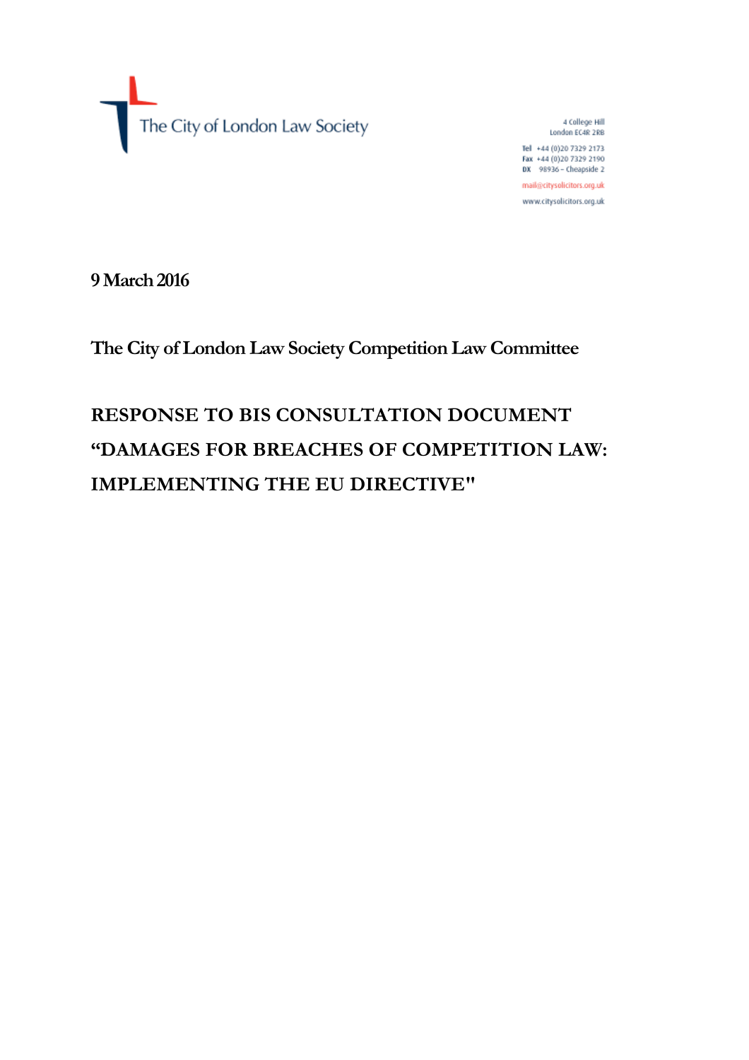The City of London Law Society

4 College Hill
London EC4R 2RB

Tel +44 (0)20 7329 2173
Fax +44 (0)20 7329 2190
DX 98936 – Cheapside 2

mail@citysolicitors.org.uk

www.citysolicitors.org.uk

**9 March 2016**

**The City of London Law Society Competition Law Committee**

# RESPONSE TO BIS CONSULTATION DOCUMENT "DAMAGES FOR BREACHES OF COMPETITION LAW: IMPLEMENTING THE EU DIRECTIVE"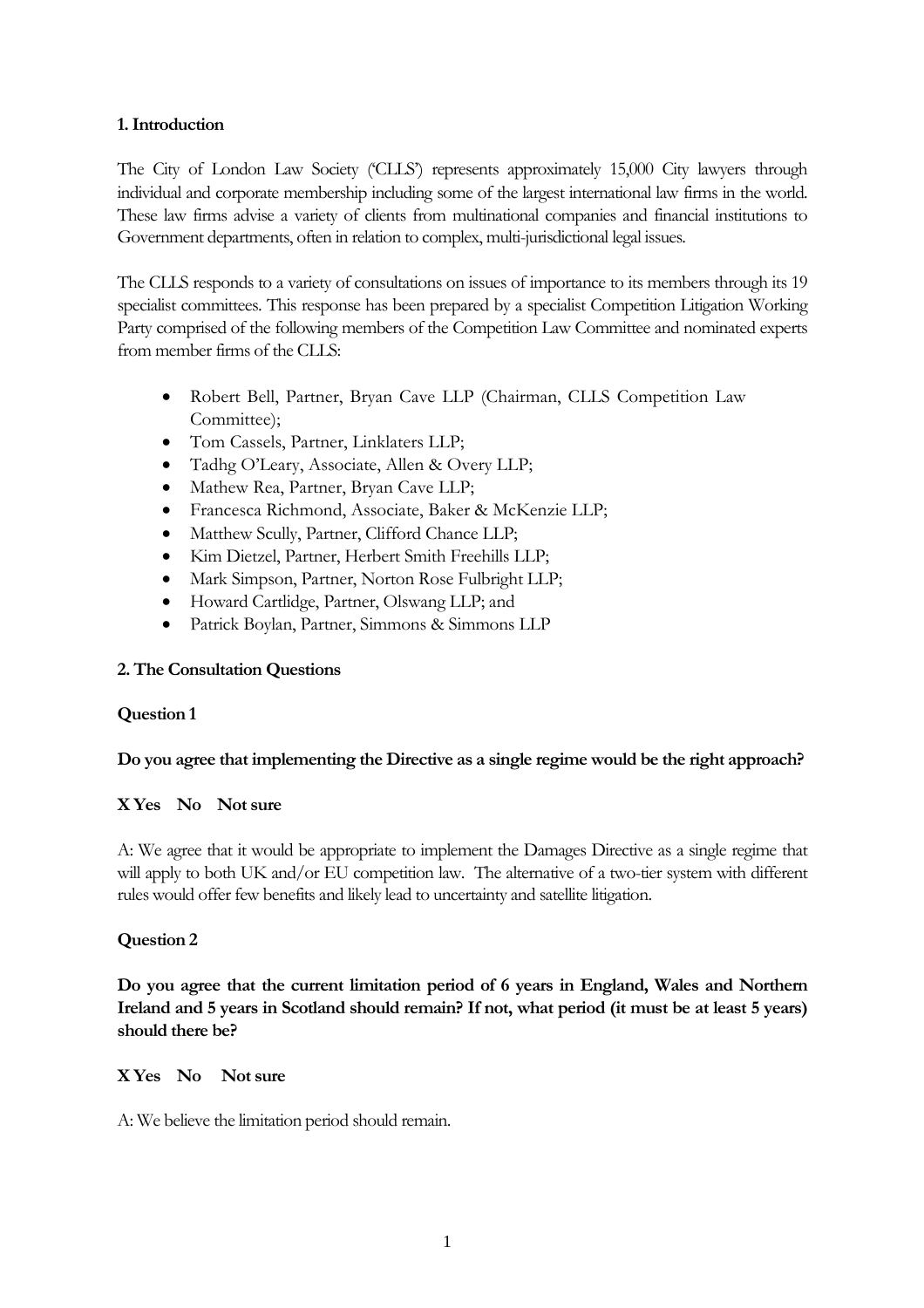**1. Introduction**

The City of London Law Society ('CLLS') represents approximately 15,000 City lawyers through individual and corporate membership including some of the largest international law firms in the world. These law firms advise a variety of clients from multinational companies and financial institutions to Government departments, often in relation to complex, multi-jurisdictional legal issues.

The CLLS responds to a variety of consultations on issues of importance to its members through its 19 specialist committees. This response has been prepared by a specialist Competition Litigation Working Party comprised of the following members of the Competition Law Committee and nominated experts from member firms of the CLLS:

- Robert Bell, Partner, Bryan Cave LLP (Chairman, CLLS Competition Law Committee);
- Tom Cassels, Partner, Linklaters LLP;
- Tadhg O'Leary, Associate, Allen & Overy LLP;
- Mathew Rea, Partner, Bryan Cave LLP;
- Francesca Richmond, Associate, Baker & McKenzie LLP;
- Matthew Scully, Partner, Clifford Chance LLP;
- Kim Dietzel, Partner, Herbert Smith Freehills LLP;
- Mark Simpson, Partner, Norton Rose Fulbright LLP;
- Howard Cartlidge, Partner, Olswang LLP; and
- Patrick Boylan, Partner, Simmons & Simmons LLP

**2. The Consultation Questions**

**Question 1**

**Do you agree that implementing the Directive as a single regime would be the right approach?**

**X Yes No Not sure**

A: We agree that it would be appropriate to implement the Damages Directive as a single regime that will apply to both UK and/or EU competition law. The alternative of a two-tier system with different rules would offer few benefits and likely lead to uncertainty and satellite litigation.

**Question 2**

**Do you agree that the current limitation period of 6 years in England, Wales and Northern Ireland and 5 years in Scotland should remain? If not, what period (it must be at least 5 years) should there be?**

**X Yes No Not sure**

A: We believe the limitation period should remain.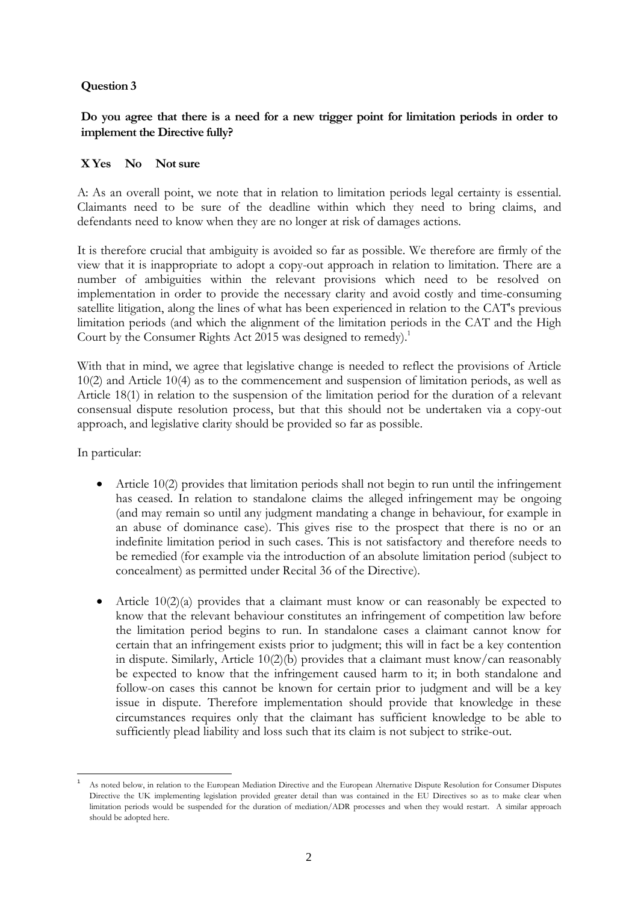**Question 3**

**Do you agree that there is a need for a new trigger point for limitation periods in order to implement the Directive fully?**

**X Yes No Not sure**

A: As an overall point, we note that in relation to limitation periods legal certainty is essential. Claimants need to be sure of the deadline within which they need to bring claims, and defendants need to know when they are no longer at risk of damages actions.

It is therefore crucial that ambiguity is avoided so far as possible. We therefore are firmly of the view that it is inappropriate to adopt a copy-out approach in relation to limitation. There are a number of ambiguities within the relevant provisions which need to be resolved on implementation in order to provide the necessary clarity and avoid costly and time-consuming satellite litigation, along the lines of what has been experienced in relation to the CAT's previous limitation periods (and which the alignment of the limitation periods in the CAT and the High Court by the Consumer Rights Act 2015 was designed to remedy).[1]

With that in mind, we agree that legislative change is needed to reflect the provisions of Article 10(2) and Article 10(4) as to the commencement and suspension of limitation periods, as well as Article 18(1) in relation to the suspension of the limitation period for the duration of a relevant consensual dispute resolution process, but that this should not be undertaken via a copy-out approach, and legislative clarity should be provided so far as possible.

In particular:

- Article 10(2) provides that limitation periods shall not begin to run until the infringement has ceased. In relation to standalone claims the alleged infringement may be ongoing (and may remain so until any judgment mandating a change in behaviour, for example in an abuse of dominance case). This gives rise to the prospect that there is no or an indefinite limitation period in such cases. This is not satisfactory and therefore needs to be remedied (for example via the introduction of an absolute limitation period (subject to concealment) as permitted under Recital 36 of the Directive).

- Article 10(2)(a) provides that a claimant must know or can reasonably be expected to know that the relevant behaviour constitutes an infringement of competition law before the limitation period begins to run. In standalone cases a claimant cannot know for certain that an infringement exists prior to judgment; this will in fact be a key contention in dispute. Similarly, Article 10(2)(b) provides that a claimant must know/can reasonably be expected to know that the infringement caused harm to it; in both standalone and follow-on cases this cannot be known for certain prior to judgment and will be a key issue in dispute. Therefore implementation should provide that knowledge in these circumstances requires only that the claimant has sufficient knowledge to be able to sufficiently plead liability and loss such that its claim is not subject to strike-out.

---

[1] As noted below, in relation to the European Mediation Directive and the European Alternative Dispute Resolution for Consumer Disputes Directive the UK implementing legislation provided greater detail than was contained in the EU Directives so as to make clear when limitation periods would be suspended for the duration of mediation/ADR processes and when they would restart. A similar approach should be adopted here.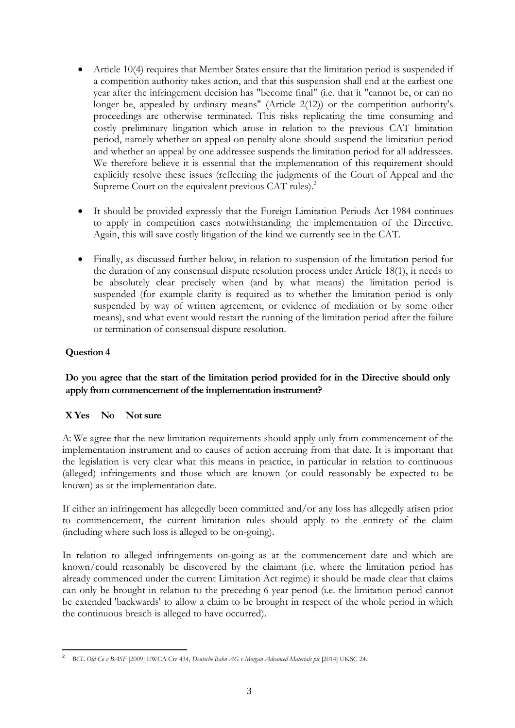- Article 10(4) requires that Member States ensure that the limitation period is suspended if a competition authority takes action, and that this suspension shall end at the earliest one year after the infringement decision has "become final" (i.e. that it "cannot be, or can no longer be, appealed by ordinary means" (Article 2(12)) or the competition authority's proceedings are otherwise terminated. This risks replicating the time consuming and costly preliminary litigation which arose in relation to the previous CAT limitation period, namely whether an appeal on penalty alone should suspend the limitation period and whether an appeal by one addressee suspends the limitation period for all addressees. We therefore believe it is essential that the implementation of this requirement should explicitly resolve these issues (reflecting the judgments of the Court of Appeal and the Supreme Court on the equivalent previous CAT rules).[2]

- It should be provided expressly that the Foreign Limitation Periods Act 1984 continues to apply in competition cases notwithstanding the implementation of the Directive. Again, this will save costly litigation of the kind we currently see in the CAT.

- Finally, as discussed further below, in relation to suspension of the limitation period for the duration of any consensual dispute resolution process under Article 18(1), it needs to be absolutely clear precisely when (and by what means) the limitation period is suspended (for example clarity is required as to whether the limitation period is only suspended by way of written agreement, or evidence of mediation or by some other means), and what event would restart the running of the limitation period after the failure or termination of consensual dispute resolution.

**Question 4**

**Do you agree that the start of the limitation period provided for in the Directive should only apply from commencement of the implementation instrument?**

**X Yes No Not sure**

A: We agree that the new limitation requirements should apply only from commencement of the implementation instrument and to causes of action accruing from that date. It is important that the legislation is very clear what this means in practice, in particular in relation to continuous (alleged) infringements and those which are known (or could reasonably be expected to be known) as at the implementation date.

If either an infringement has allegedly been committed and/or any loss has allegedly arisen prior to commencement, the current limitation rules should apply to the entirety of the claim (including where such loss is alleged to be on-going).

In relation to alleged infringements on-going as at the commencement date and which are known/could reasonably be discovered by the claimant (i.e. where the limitation period has already commenced under the current Limitation Act regime) it should be made clear that claims can only be brought in relation to the preceding 6 year period (i.e. the limitation period cannot be extended 'backwards' to allow a claim to be brought in respect of the whole period in which the continuous breach is alleged to have occurred).

---

[2] *BCL Old Co v BASF* [2009] EWCA Civ 434, *Deutsche Bahn AG v Morgan Advanced Materials plc* [2014] UKSC 24.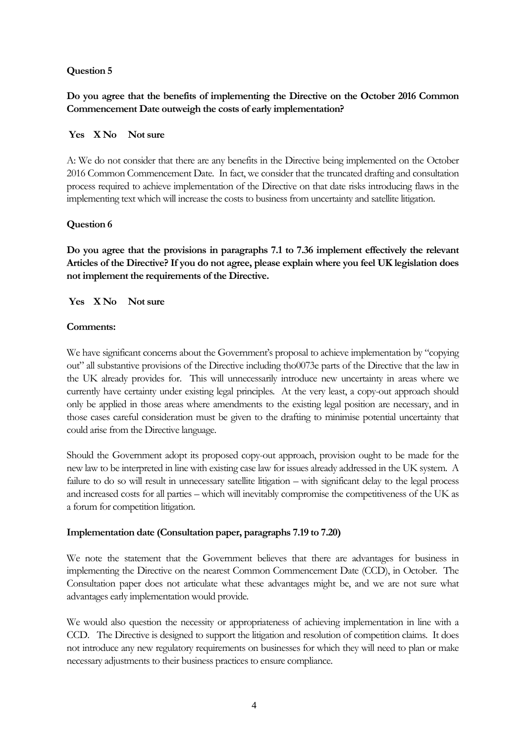**Question 5**

**Do you agree that the benefits of implementing the Directive on the October 2016 Common Commencement Date outweigh the costs of early implementation?**

**Yes X No Not sure**

A: We do not consider that there are any benefits in the Directive being implemented on the October 2016 Common Commencement Date. In fact, we consider that the truncated drafting and consultation process required to achieve implementation of the Directive on that date risks introducing flaws in the implementing text which will increase the costs to business from uncertainty and satellite litigation.

**Question 6**

**Do you agree that the provisions in paragraphs 7.1 to 7.36 implement effectively the relevant Articles of the Directive? If you do not agree, please explain where you feel UK legislation does not implement the requirements of the Directive.**

**Yes X No Not sure**

**Comments:**

We have significant concerns about the Government's proposal to achieve implementation by "copying out" all substantive provisions of the Directive including tho0073e parts of the Directive that the law in the UK already provides for. This will unnecessarily introduce new uncertainty in areas where we currently have certainty under existing legal principles. At the very least, a copy-out approach should only be applied in those areas where amendments to the existing legal position are necessary, and in those cases careful consideration must be given to the drafting to minimise potential uncertainty that could arise from the Directive language.

Should the Government adopt its proposed copy-out approach, provision ought to be made for the new law to be interpreted in line with existing case law for issues already addressed in the UK system. A failure to do so will result in unnecessary satellite litigation – with significant delay to the legal process and increased costs for all parties – which will inevitably compromise the competitiveness of the UK as a forum for competition litigation.

**Implementation date (Consultation paper, paragraphs 7.19 to 7.20)**

We note the statement that the Government believes that there are advantages for business in implementing the Directive on the nearest Common Commencement Date (CCD), in October. The Consultation paper does not articulate what these advantages might be, and we are not sure what advantages early implementation would provide.

We would also question the necessity or appropriateness of achieving implementation in line with a CCD. The Directive is designed to support the litigation and resolution of competition claims. It does not introduce any new regulatory requirements on businesses for which they will need to plan or make necessary adjustments to their business practices to ensure compliance.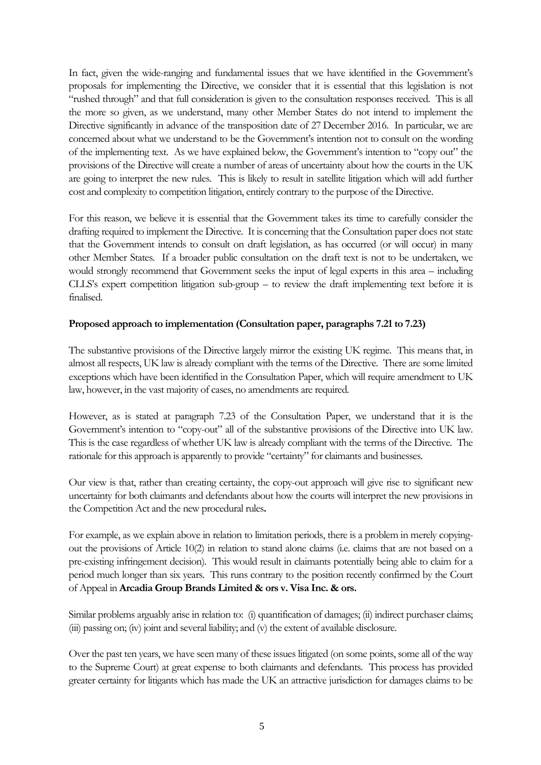In fact, given the wide-ranging and fundamental issues that we have identified in the Government's proposals for implementing the Directive, we consider that it is essential that this legislation is not "rushed through" and that full consideration is given to the consultation responses received. This is all the more so given, as we understand, many other Member States do not intend to implement the Directive significantly in advance of the transposition date of 27 December 2016. In particular, we are concerned about what we understand to be the Government's intention not to consult on the wording of the implementing text. As we have explained below, the Government's intention to "copy out" the provisions of the Directive will create a number of areas of uncertainty about how the courts in the UK are going to interpret the new rules. This is likely to result in satellite litigation which will add further cost and complexity to competition litigation, entirely contrary to the purpose of the Directive.

For this reason, we believe it is essential that the Government takes its time to carefully consider the drafting required to implement the Directive. It is concerning that the Consultation paper does not state that the Government intends to consult on draft legislation, as has occurred (or will occur) in many other Member States. If a broader public consultation on the draft text is not to be undertaken, we would strongly recommend that Government seeks the input of legal experts in this area – including CLLS's expert competition litigation sub-group – to review the draft implementing text before it is finalised.

**Proposed approach to implementation (Consultation paper, paragraphs 7.21 to 7.23)**

The substantive provisions of the Directive largely mirror the existing UK regime. This means that, in almost all respects, UK law is already compliant with the terms of the Directive. There are some limited exceptions which have been identified in the Consultation Paper, which will require amendment to UK law, however, in the vast majority of cases, no amendments are required.

However, as is stated at paragraph 7.23 of the Consultation Paper, we understand that it is the Government's intention to "copy-out" all of the substantive provisions of the Directive into UK law. This is the case regardless of whether UK law is already compliant with the terms of the Directive. The rationale for this approach is apparently to provide "certainty" for claimants and businesses.

Our view is that, rather than creating certainty, the copy-out approach will give rise to significant new uncertainty for both claimants and defendants about how the courts will interpret the new provisions in the Competition Act and the new procedural rules.

For example, as we explain above in relation to limitation periods, there is a problem in merely copying-out the provisions of Article 10(2) in relation to stand alone claims (i.e. claims that are not based on a pre-existing infringement decision). This would result in claimants potentially being able to claim for a period much longer than six years. This runs contrary to the position recently confirmed by the Court of Appeal in **Arcadia Group Brands Limited & ors v. Visa Inc. & ors.**

Similar problems arguably arise in relation to: (i) quantification of damages; (ii) indirect purchaser claims; (iii) passing on; (iv) joint and several liability; and (v) the extent of available disclosure.

Over the past ten years, we have seen many of these issues litigated (on some points, some all of the way to the Supreme Court) at great expense to both claimants and defendants. This process has provided greater certainty for litigants which has made the UK an attractive jurisdiction for damages claims to be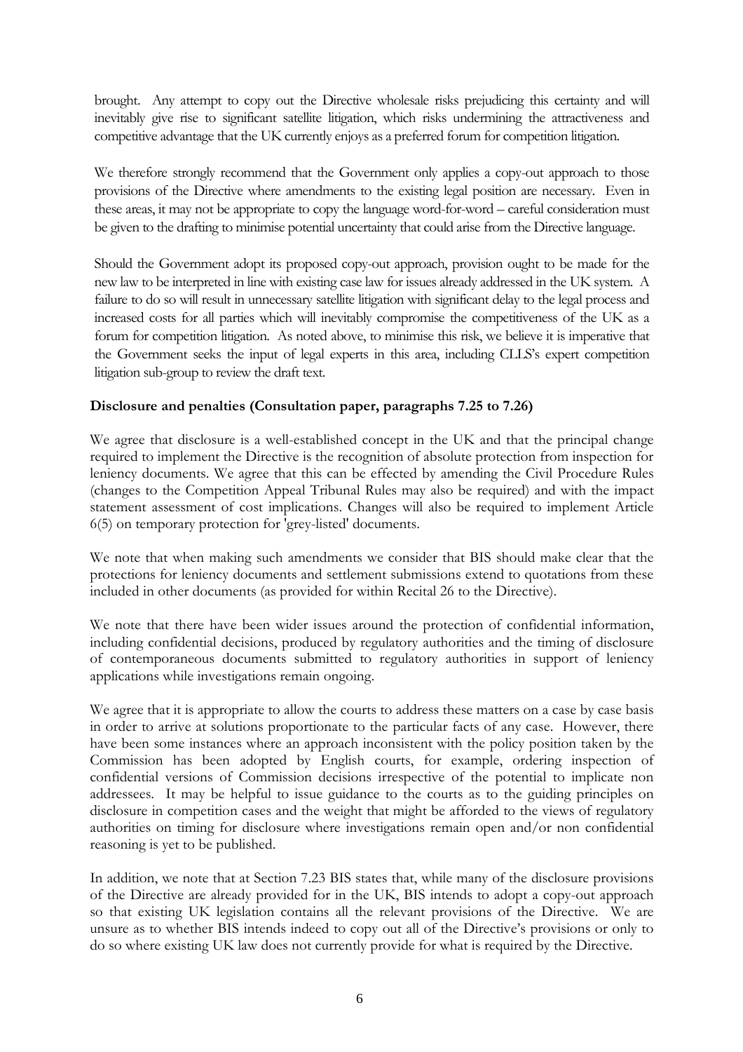brought. Any attempt to copy out the Directive wholesale risks prejudicing this certainty and will inevitably give rise to significant satellite litigation, which risks undermining the attractiveness and competitive advantage that the UK currently enjoys as a preferred forum for competition litigation.

We therefore strongly recommend that the Government only applies a copy-out approach to those provisions of the Directive where amendments to the existing legal position are necessary. Even in these areas, it may not be appropriate to copy the language word-for-word – careful consideration must be given to the drafting to minimise potential uncertainty that could arise from the Directive language.

Should the Government adopt its proposed copy-out approach, provision ought to be made for the new law to be interpreted in line with existing case law for issues already addressed in the UK system. A failure to do so will result in unnecessary satellite litigation with significant delay to the legal process and increased costs for all parties which will inevitably compromise the competitiveness of the UK as a forum for competition litigation. As noted above, to minimise this risk, we believe it is imperative that the Government seeks the input of legal experts in this area, including CLLS's expert competition litigation sub-group to review the draft text.

**Disclosure and penalties (Consultation paper, paragraphs 7.25 to 7.26)**

We agree that disclosure is a well-established concept in the UK and that the principal change required to implement the Directive is the recognition of absolute protection from inspection for leniency documents. We agree that this can be effected by amending the Civil Procedure Rules (changes to the Competition Appeal Tribunal Rules may also be required) and with the impact statement assessment of cost implications. Changes will also be required to implement Article 6(5) on temporary protection for 'grey-listed' documents.

We note that when making such amendments we consider that BIS should make clear that the protections for leniency documents and settlement submissions extend to quotations from these included in other documents (as provided for within Recital 26 to the Directive).

We note that there have been wider issues around the protection of confidential information, including confidential decisions, produced by regulatory authorities and the timing of disclosure of contemporaneous documents submitted to regulatory authorities in support of leniency applications while investigations remain ongoing.

We agree that it is appropriate to allow the courts to address these matters on a case by case basis in order to arrive at solutions proportionate to the particular facts of any case. However, there have been some instances where an approach inconsistent with the policy position taken by the Commission has been adopted by English courts, for example, ordering inspection of confidential versions of Commission decisions irrespective of the potential to implicate non addressees. It may be helpful to issue guidance to the courts as to the guiding principles on disclosure in competition cases and the weight that might be afforded to the views of regulatory authorities on timing for disclosure where investigations remain open and/or non confidential reasoning is yet to be published.

In addition, we note that at Section 7.23 BIS states that, while many of the disclosure provisions of the Directive are already provided for in the UK, BIS intends to adopt a copy-out approach so that existing UK legislation contains all the relevant provisions of the Directive. We are unsure as to whether BIS intends indeed to copy out all of the Directive's provisions or only to do so where existing UK law does not currently provide for what is required by the Directive.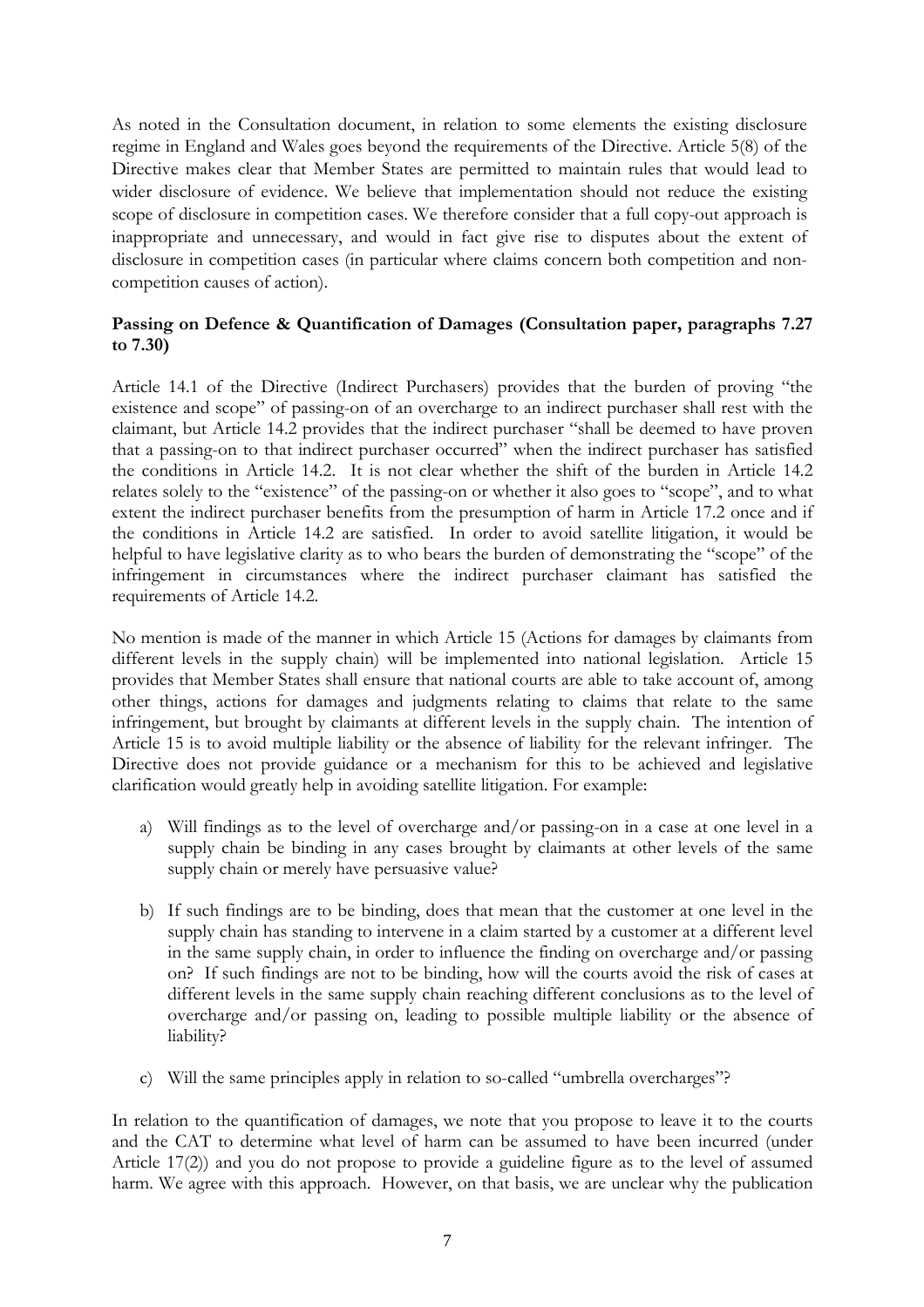As noted in the Consultation document, in relation to some elements the existing disclosure regime in England and Wales goes beyond the requirements of the Directive. Article 5(8) of the Directive makes clear that Member States are permitted to maintain rules that would lead to wider disclosure of evidence. We believe that implementation should not reduce the existing scope of disclosure in competition cases. We therefore consider that a full copy-out approach is inappropriate and unnecessary, and would in fact give rise to disputes about the extent of disclosure in competition cases (in particular where claims concern both competition and non-competition causes of action).

**Passing on Defence & Quantification of Damages (Consultation paper, paragraphs 7.27 to 7.30)**

Article 14.1 of the Directive (Indirect Purchasers) provides that the burden of proving "the existence and scope" of passing-on of an overcharge to an indirect purchaser shall rest with the claimant, but Article 14.2 provides that the indirect purchaser "shall be deemed to have proven that a passing-on to that indirect purchaser occurred" when the indirect purchaser has satisfied the conditions in Article 14.2. It is not clear whether the shift of the burden in Article 14.2 relates solely to the "existence" of the passing-on or whether it also goes to "scope", and to what extent the indirect purchaser benefits from the presumption of harm in Article 17.2 once and if the conditions in Article 14.2 are satisfied. In order to avoid satellite litigation, it would be helpful to have legislative clarity as to who bears the burden of demonstrating the "scope" of the infringement in circumstances where the indirect purchaser claimant has satisfied the requirements of Article 14.2.

No mention is made of the manner in which Article 15 (Actions for damages by claimants from different levels in the supply chain) will be implemented into national legislation. Article 15 provides that Member States shall ensure that national courts are able to take account of, among other things, actions for damages and judgments relating to claims that relate to the same infringement, but brought by claimants at different levels in the supply chain. The intention of Article 15 is to avoid multiple liability or the absence of liability for the relevant infringer. The Directive does not provide guidance or a mechanism for this to be achieved and legislative clarification would greatly help in avoiding satellite litigation. For example:

a) Will findings as to the level of overcharge and/or passing-on in a case at one level in a supply chain be binding in any cases brought by claimants at other levels of the same supply chain or merely have persuasive value?

b) If such findings are to be binding, does that mean that the customer at one level in the supply chain has standing to intervene in a claim started by a customer at a different level in the same supply chain, in order to influence the finding on overcharge and/or passing on? If such findings are not to be binding, how will the courts avoid the risk of cases at different levels in the same supply chain reaching different conclusions as to the level of overcharge and/or passing on, leading to possible multiple liability or the absence of liability?

c) Will the same principles apply in relation to so-called "umbrella overcharges"?

In relation to the quantification of damages, we note that you propose to leave it to the courts and the CAT to determine what level of harm can be assumed to have been incurred (under Article 17(2)) and you do not propose to provide a guideline figure as to the level of assumed harm. We agree with this approach. However, on that basis, we are unclear why the publication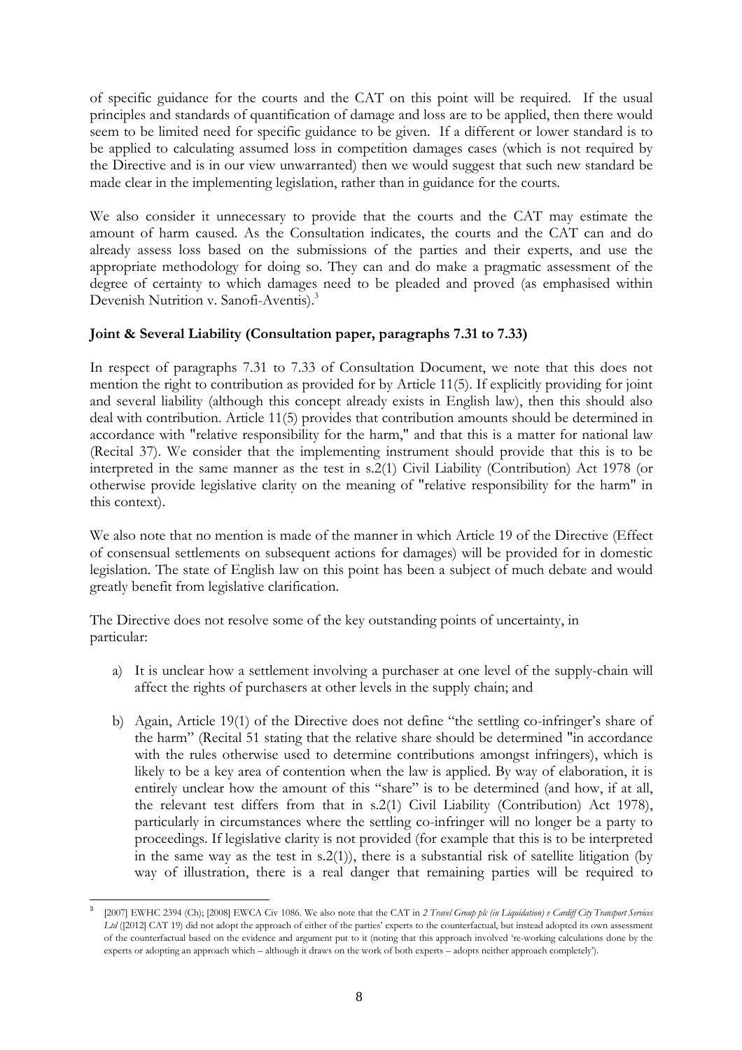of specific guidance for the courts and the CAT on this point will be required. If the usual principles and standards of quantification of damage and loss are to be applied, then there would seem to be limited need for specific guidance to be given. If a different or lower standard is to be applied to calculating assumed loss in competition damages cases (which is not required by the Directive and is in our view unwarranted) then we would suggest that such new standard be made clear in the implementing legislation, rather than in guidance for the courts.

We also consider it unnecessary to provide that the courts and the CAT may estimate the amount of harm caused. As the Consultation indicates, the courts and the CAT can and do already assess loss based on the submissions of the parties and their experts, and use the appropriate methodology for doing so. They can and do make a pragmatic assessment of the degree of certainty to which damages need to be pleaded and proved (as emphasised within Devenish Nutrition v. Sanofi-Aventis).[3]

**Joint & Several Liability (Consultation paper, paragraphs 7.31 to 7.33)**

In respect of paragraphs 7.31 to 7.33 of Consultation Document, we note that this does not mention the right to contribution as provided for by Article 11(5). If explicitly providing for joint and several liability (although this concept already exists in English law), then this should also deal with contribution. Article 11(5) provides that contribution amounts should be determined in accordance with "relative responsibility for the harm," and that this is a matter for national law (Recital 37). We consider that the implementing instrument should provide that this is to be interpreted in the same manner as the test in s.2(1) Civil Liability (Contribution) Act 1978 (or otherwise provide legislative clarity on the meaning of "relative responsibility for the harm" in this context).

We also note that no mention is made of the manner in which Article 19 of the Directive (Effect of consensual settlements on subsequent actions for damages) will be provided for in domestic legislation. The state of English law on this point has been a subject of much debate and would greatly benefit from legislative clarification.

The Directive does not resolve some of the key outstanding points of uncertainty, in particular:

a) It is unclear how a settlement involving a purchaser at one level of the supply-chain will affect the rights of purchasers at other levels in the supply chain; and

b) Again, Article 19(1) of the Directive does not define "the settling co-infringer's share of the harm" (Recital 51 stating that the relative share should be determined "in accordance with the rules otherwise used to determine contributions amongst infringers), which is likely to be a key area of contention when the law is applied. By way of elaboration, it is entirely unclear how the amount of this "share" is to be determined (and how, if at all, the relevant test differs from that in s.2(1) Civil Liability (Contribution) Act 1978), particularly in circumstances where the settling co-infringer will no longer be a party to proceedings. If legislative clarity is not provided (for example that this is to be interpreted in the same way as the test in s.2(1)), there is a substantial risk of satellite litigation (by way of illustration, there is a real danger that remaining parties will be required to

[3] [2007] EWHC 2394 (Ch); [2008] EWCA Civ 1086. We also note that the CAT in *2 Travel Group plc (in Liquidation) v Cardiff City Transport Services Ltd* ([2012] CAT 19) did not adopt the approach of either of the parties' experts to the counterfactual, but instead adopted its own assessment of the counterfactual based on the evidence and argument put to it (noting that this approach involved 're-working calculations done by the experts or adopting an approach which – although it draws on the work of both experts – adopts neither approach completely').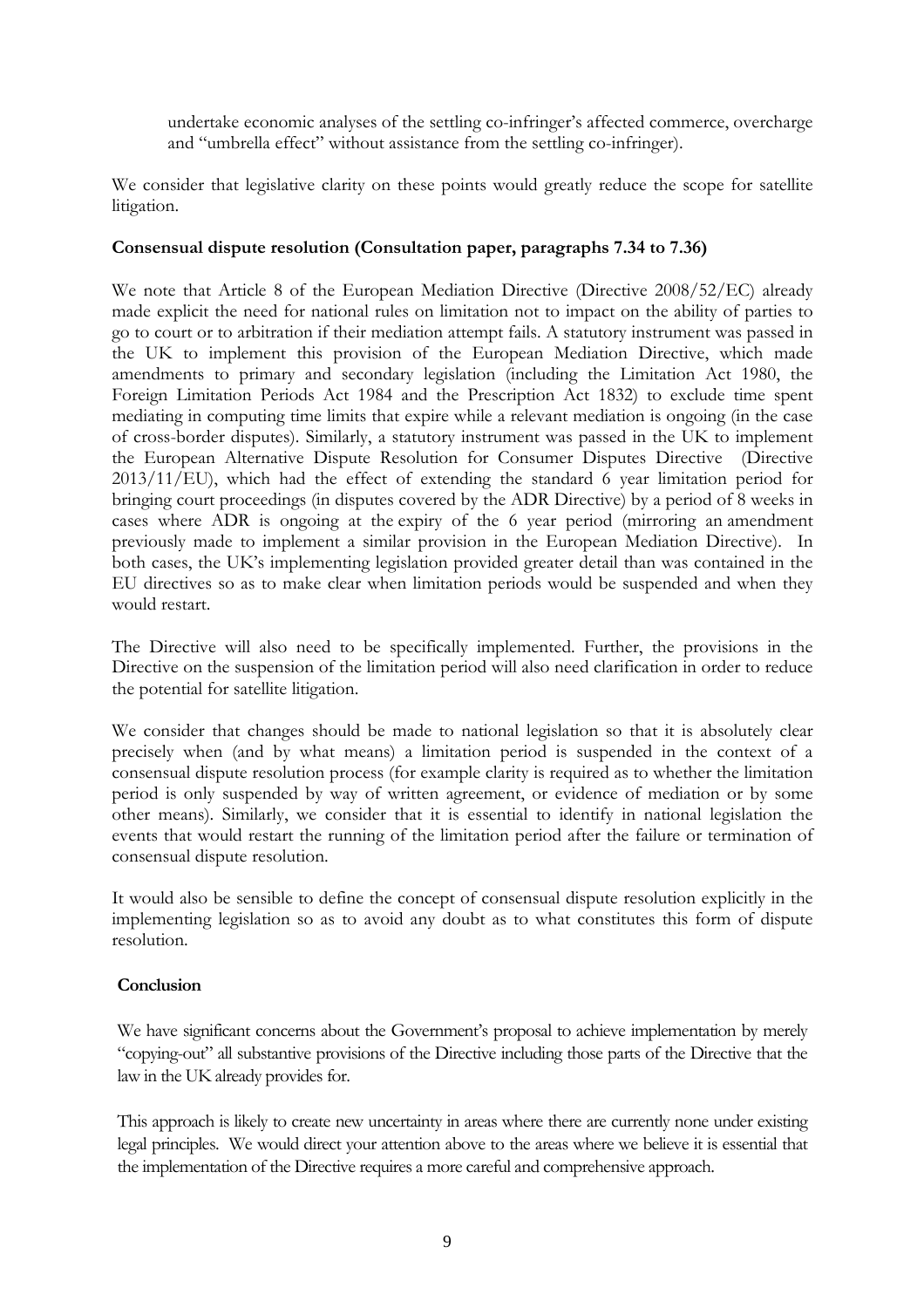undertake economic analyses of the settling co-infringer's affected commerce, overcharge and "umbrella effect" without assistance from the settling co-infringer).

We consider that legislative clarity on these points would greatly reduce the scope for satellite litigation.

**Consensual dispute resolution (Consultation paper, paragraphs 7.34 to 7.36)**

We note that Article 8 of the European Mediation Directive (Directive 2008/52/EC) already made explicit the need for national rules on limitation not to impact on the ability of parties to go to court or to arbitration if their mediation attempt fails. A statutory instrument was passed in the UK to implement this provision of the European Mediation Directive, which made amendments to primary and secondary legislation (including the Limitation Act 1980, the Foreign Limitation Periods Act 1984 and the Prescription Act 1832) to exclude time spent mediating in computing time limits that expire while a relevant mediation is ongoing (in the case of cross-border disputes). Similarly, a statutory instrument was passed in the UK to implement the European Alternative Dispute Resolution for Consumer Disputes Directive (Directive 2013/11/EU), which had the effect of extending the standard 6 year limitation period for bringing court proceedings (in disputes covered by the ADR Directive) by a period of 8 weeks in cases where ADR is ongoing at the expiry of the 6 year period (mirroring an amendment previously made to implement a similar provision in the European Mediation Directive). In both cases, the UK's implementing legislation provided greater detail than was contained in the EU directives so as to make clear when limitation periods would be suspended and when they would restart.

The Directive will also need to be specifically implemented. Further, the provisions in the Directive on the suspension of the limitation period will also need clarification in order to reduce the potential for satellite litigation.

We consider that changes should be made to national legislation so that it is absolutely clear precisely when (and by what means) a limitation period is suspended in the context of a consensual dispute resolution process (for example clarity is required as to whether the limitation period is only suspended by way of written agreement, or evidence of mediation or by some other means). Similarly, we consider that it is essential to identify in national legislation the events that would restart the running of the limitation period after the failure or termination of consensual dispute resolution.

It would also be sensible to define the concept of consensual dispute resolution explicitly in the implementing legislation so as to avoid any doubt as to what constitutes this form of dispute resolution.

**Conclusion**

We have significant concerns about the Government's proposal to achieve implementation by merely "copying-out" all substantive provisions of the Directive including those parts of the Directive that the law in the UK already provides for.

This approach is likely to create new uncertainty in areas where there are currently none under existing legal principles. We would direct your attention above to the areas where we believe it is essential that the implementation of the Directive requires a more careful and comprehensive approach.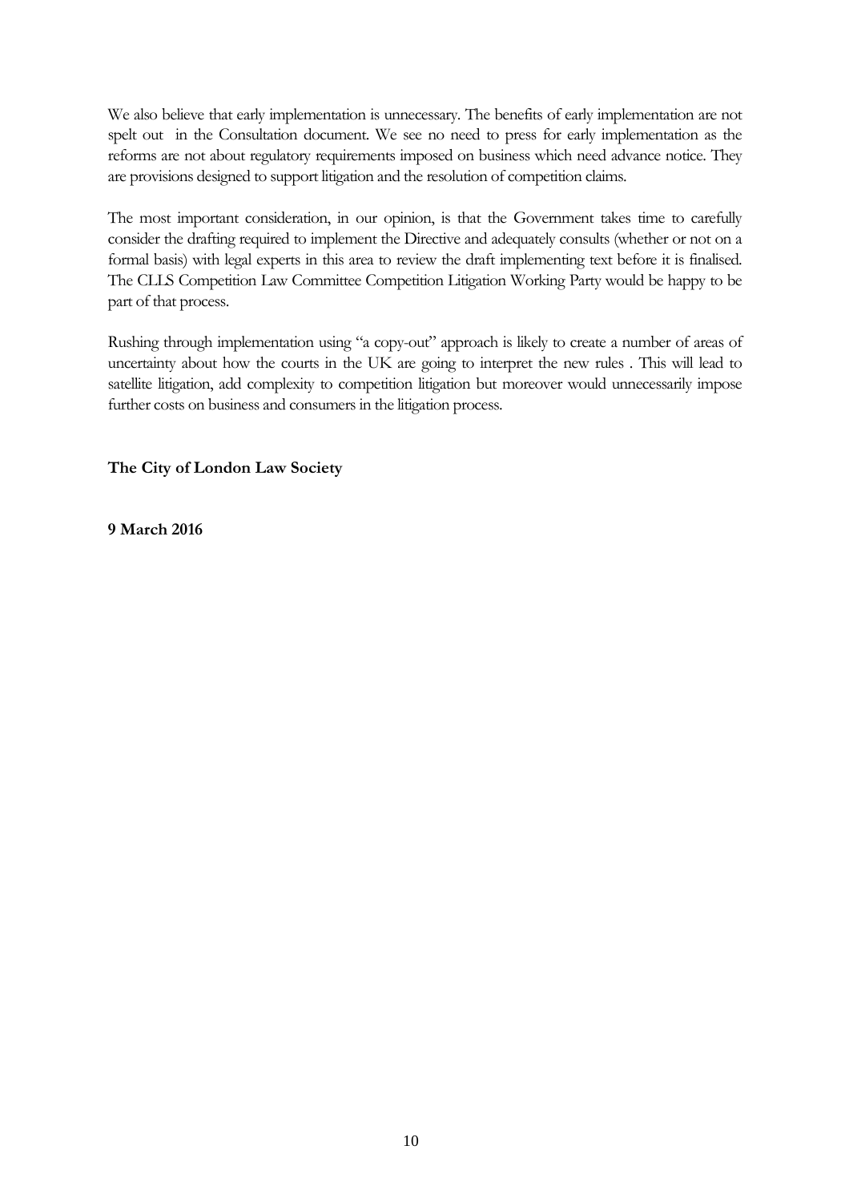We also believe that early implementation is unnecessary. The benefits of early implementation are not spelt out in the Consultation document. We see no need to press for early implementation as the reforms are not about regulatory requirements imposed on business which need advance notice. They are provisions designed to support litigation and the resolution of competition claims.

The most important consideration, in our opinion, is that the Government takes time to carefully consider the drafting required to implement the Directive and adequately consults (whether or not on a formal basis) with legal experts in this area to review the draft implementing text before it is finalised. The CLLS Competition Law Committee Competition Litigation Working Party would be happy to be part of that process.

Rushing through implementation using "a copy-out" approach is likely to create a number of areas of uncertainty about how the courts in the UK are going to interpret the new rules . This will lead to satellite litigation, add complexity to competition litigation but moreover would unnecessarily impose further costs on business and consumers in the litigation process.

**The City of London Law Society**

**9 March 2016**